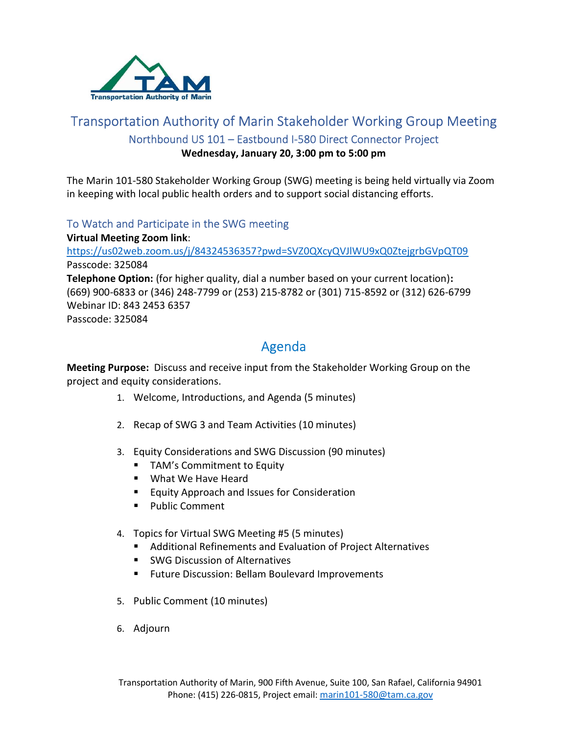Transportation Authority of Marin

# Transportation Authority of Marin Stakeholder Working Group Meeting

## Northbound US 101 – Eastbound I-580 Direct Connector Project

**Wednesday, January 20, 3:00 pm to 5:00 pm**

The Marin 101-580 Stakeholder Working Group (SWG) meeting is being held virtually via Zoom in keeping with local public health orders and to support social distancing efforts.

### To Watch and Participate in the SWG meeting

**Virtual Meeting Zoom link**:
https://us02web.zoom.us/j/84324536357?pwd=SVZ0QXcyQVJlWU9xQ0ZtejgrbGVpQT09
Passcode: 325084
**Telephone Option:** (for higher quality, dial a number based on your current location)**:**
(669) 900-6833 or (346) 248-7799 or (253) 215-8782 or (301) 715-8592 or (312) 626-6799
Webinar ID: 843 2453 6357
Passcode: 325084

## Agenda

**Meeting Purpose:** Discuss and receive input from the Stakeholder Working Group on the project and equity considerations.

1. Welcome, Introductions, and Agenda (5 minutes)
2. Recap of SWG 3 and Team Activities (10 minutes)
3. Equity Considerations and SWG Discussion (90 minutes)
   - TAM's Commitment to Equity
   - What We Have Heard
   - Equity Approach and Issues for Consideration
   - Public Comment
4. Topics for Virtual SWG Meeting #5 (5 minutes)
   - Additional Refinements and Evaluation of Project Alternatives
   - SWG Discussion of Alternatives
   - Future Discussion: Bellam Boulevard Improvements
5. Public Comment (10 minutes)
6. Adjourn

Transportation Authority of Marin, 900 Fifth Avenue, Suite 100, San Rafael, California 94901
Phone: (415) 226-0815, Project email: marin101-580@tam.ca.gov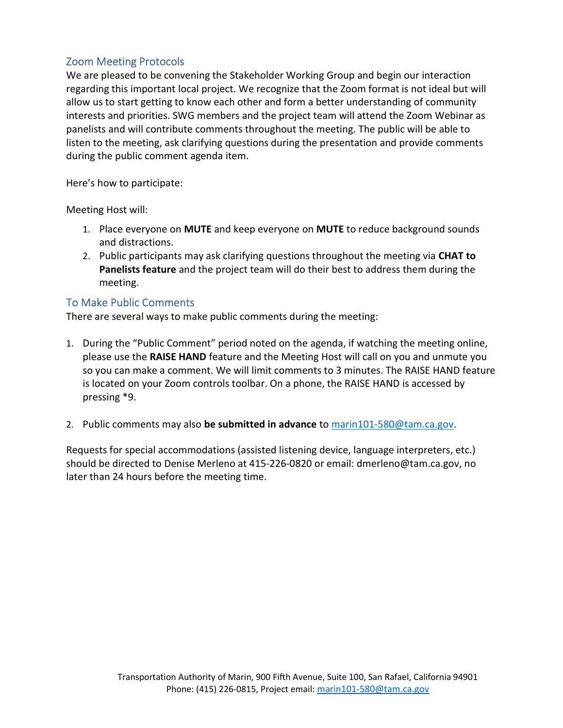## Zoom Meeting Protocols

We are pleased to be convening the Stakeholder Working Group and begin our interaction regarding this important local project. We recognize that the Zoom format is not ideal but will allow us to start getting to know each other and form a better understanding of community interests and priorities. SWG members and the project team will attend the Zoom Webinar as panelists and will contribute comments throughout the meeting. The public will be able to listen to the meeting, ask clarifying questions during the presentation and provide comments during the public comment agenda item.

Here's how to participate:

Meeting Host will:

1. Place everyone on **MUTE** and keep everyone on **MUTE** to reduce background sounds and distractions.
2. Public participants may ask clarifying questions throughout the meeting via **CHAT to Panelists feature** and the project team will do their best to address them during the meeting.

## To Make Public Comments

There are several ways to make public comments during the meeting:

1. During the "Public Comment" period noted on the agenda, if watching the meeting online, please use the **RAISE HAND** feature and the Meeting Host will call on you and unmute you so you can make a comment. We will limit comments to 3 minutes. The RAISE HAND feature is located on your Zoom controls toolbar. On a phone, the RAISE HAND is accessed by pressing *9.

2. Public comments may also **be submitted in advance** to marin101-580@tam.ca.gov.

Requests for special accommodations (assisted listening device, language interpreters, etc.) should be directed to Denise Merleno at 415-226-0820 or email: dmerleno@tam.ca.gov, no later than 24 hours before the meeting time.

Transportation Authority of Marin, 900 Fifth Avenue, Suite 100, San Rafael, California 94901
Phone: (415) 226-0815, Project email: marin101-580@tam.ca.gov